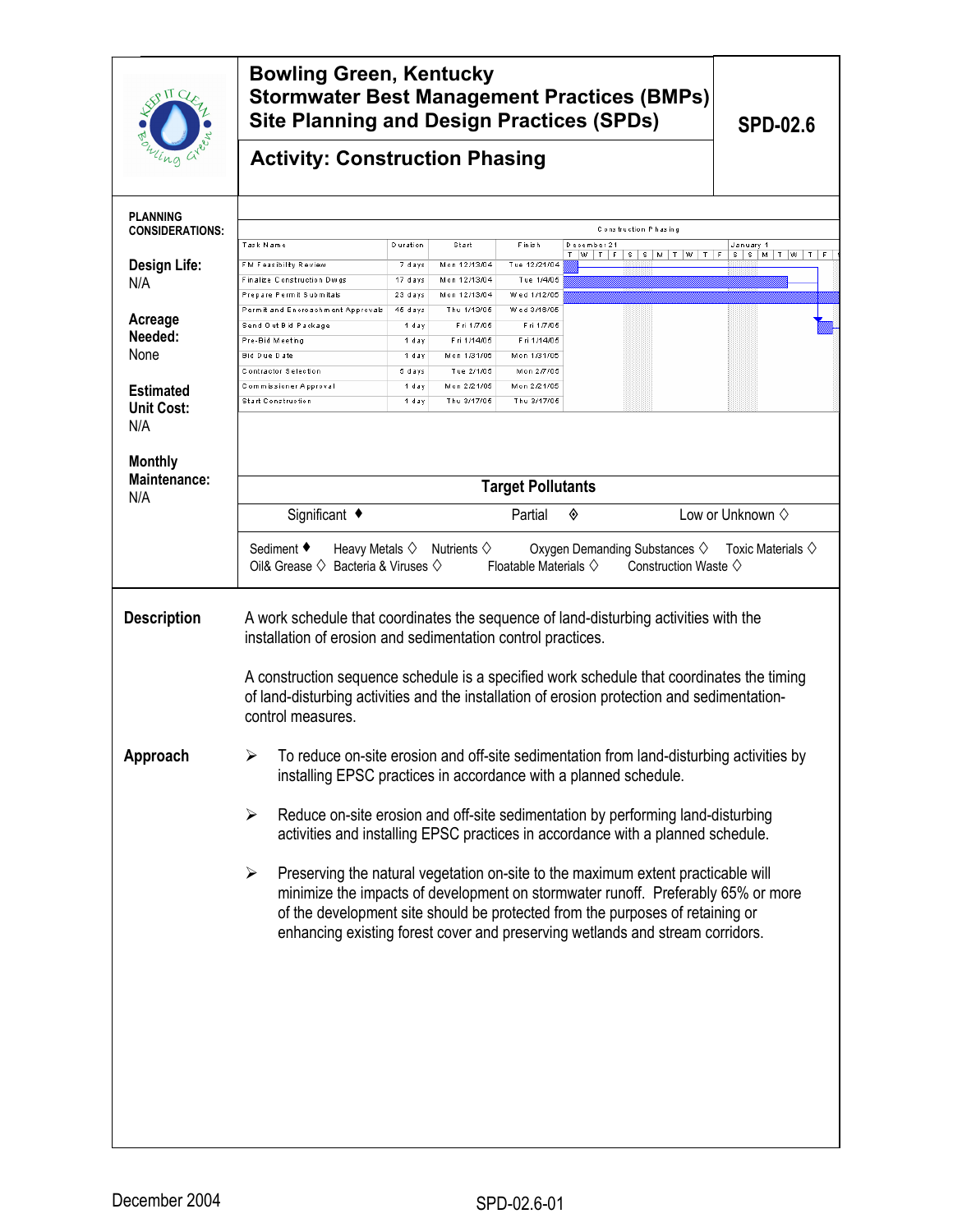# Bowling Green, Kentucky
# Stormwater Best Management Practices (BMPs)
# Site Planning and Design Practices (SPDs)

## Activity: Construction Phasing

**SPD-02.6**

**PLANNING CONSIDERATIONS:**

**Design Life:**
N/A

**Acreage Needed:**
None

**Estimated Unit Cost:**
N/A

**Monthly Maintenance:**
N/A

Construction Phasing

| Task Name | Duration | Start | Finish |
|---|---|---|---|
| FM Feasibility Review | 7 days | Mon 12/13/04 | Tue 12/21/04 |
| Finalize Construction Dwgs | 17 days | Mon 12/13/04 | Tue 1/4/05 |
| Prepare Permit Submittals | 23 days | Mon 12/13/04 | Wed 1/12/05 |
| Permit and Encroachment Approvals | 45 days | Thu 1/13/05 | Wed 3/16/05 |
| Send Out Bid Package | 1 day | Fri 1/7/05 | Fri 1/7/05 |
| Pre-Bid Meeting | 1 day | Fri 1/14/05 | Fri 1/14/05 |
| Bid Due Date | 1 day | Mon 1/31/05 | Mon 1/31/05 |
| Contractor Selection | 5 days | Tue 2/1/05 | Mon 2/7/05 |
| Commissioner Approval | 1 day | Mon 2/21/05 | Mon 2/21/05 |
| Start Construction | 1 day | Thu 3/17/05 | Thu 3/17/05 |

**Target Pollutants**

Significant ♦ | Partial ◈ | Low or Unknown ◊

Sediment ♦ Heavy Metals ◊ Nutrients ◊ Oxygen Demanding Substances ◊ Toxic Materials ◊
Oil& Grease ◊ Bacteria & Viruses ◊ Floatable Materials ◊ Construction Waste ◊

**Description**

A work schedule that coordinates the sequence of land-disturbing activities with the installation of erosion and sedimentation control practices.

A construction sequence schedule is a specified work schedule that coordinates the timing of land-disturbing activities and the installation of erosion protection and sedimentation-control measures.

**Approach**

- To reduce on-site erosion and off-site sedimentation from land-disturbing activities by installing EPSC practices in accordance with a planned schedule.
- Reduce on-site erosion and off-site sedimentation by performing land-disturbing activities and installing EPSC practices in accordance with a planned schedule.
- Preserving the natural vegetation on-site to the maximum extent practicable will minimize the impacts of development on stormwater runoff. Preferably 65% or more of the development site should be protected from the purposes of retaining or enhancing existing forest cover and preserving wetlands and stream corridors.

December 2004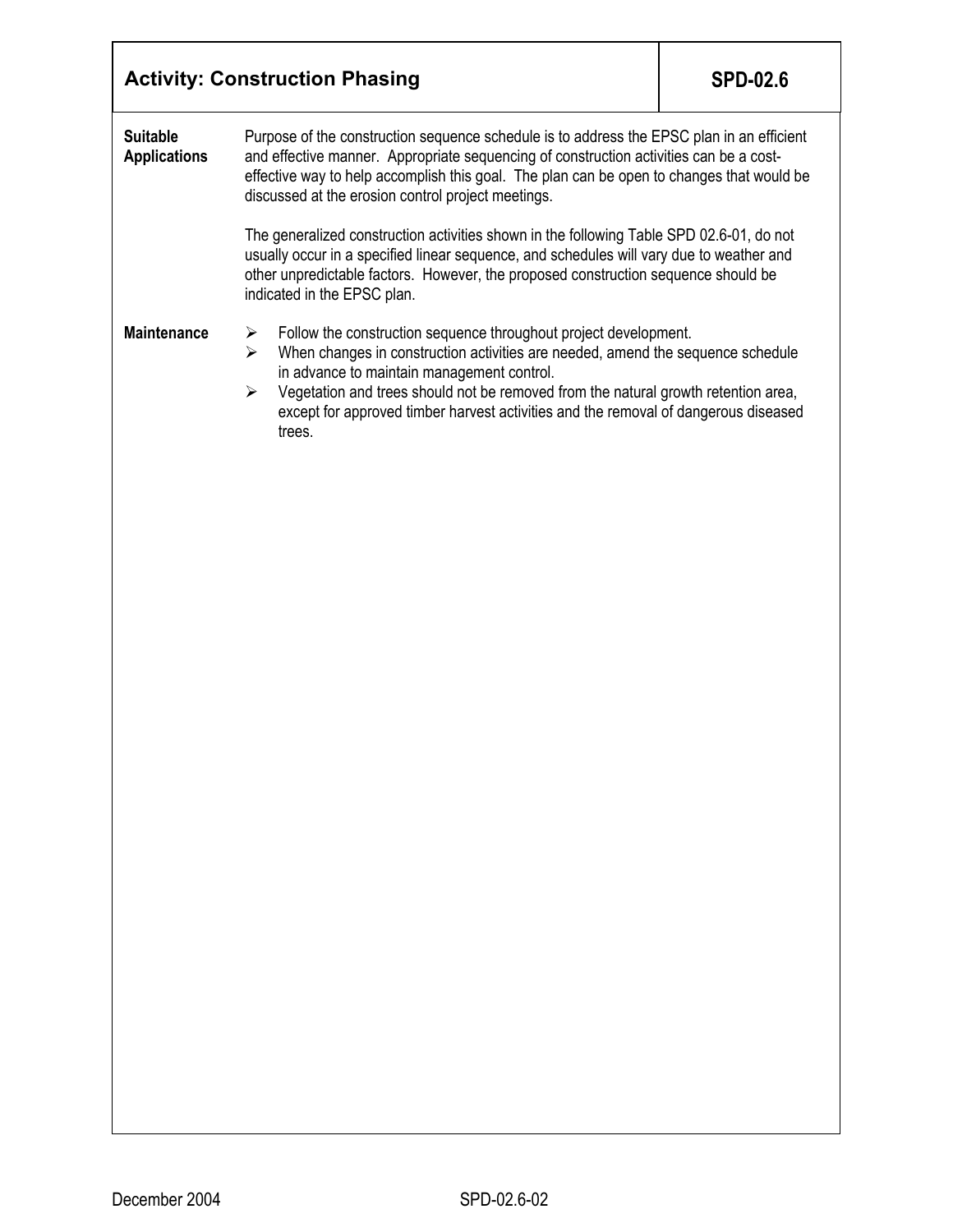## Activity: Construction Phasing — SPD-02.6

**Suitable Applications**

Purpose of the construction sequence schedule is to address the EPSC plan in an efficient and effective manner. Appropriate sequencing of construction activities can be a cost-effective way to help accomplish this goal. The plan can be open to changes that would be discussed at the erosion control project meetings.

The generalized construction activities shown in the following Table SPD 02.6-01, do not usually occur in a specified linear sequence, and schedules will vary due to weather and other unpredictable factors. However, the proposed construction sequence should be indicated in the EPSC plan.

**Maintenance**

- Follow the construction sequence throughout project development.
- When changes in construction activities are needed, amend the sequence schedule in advance to maintain management control.
- Vegetation and trees should not be removed from the natural growth retention area, except for approved timber harvest activities and the removal of dangerous diseased trees.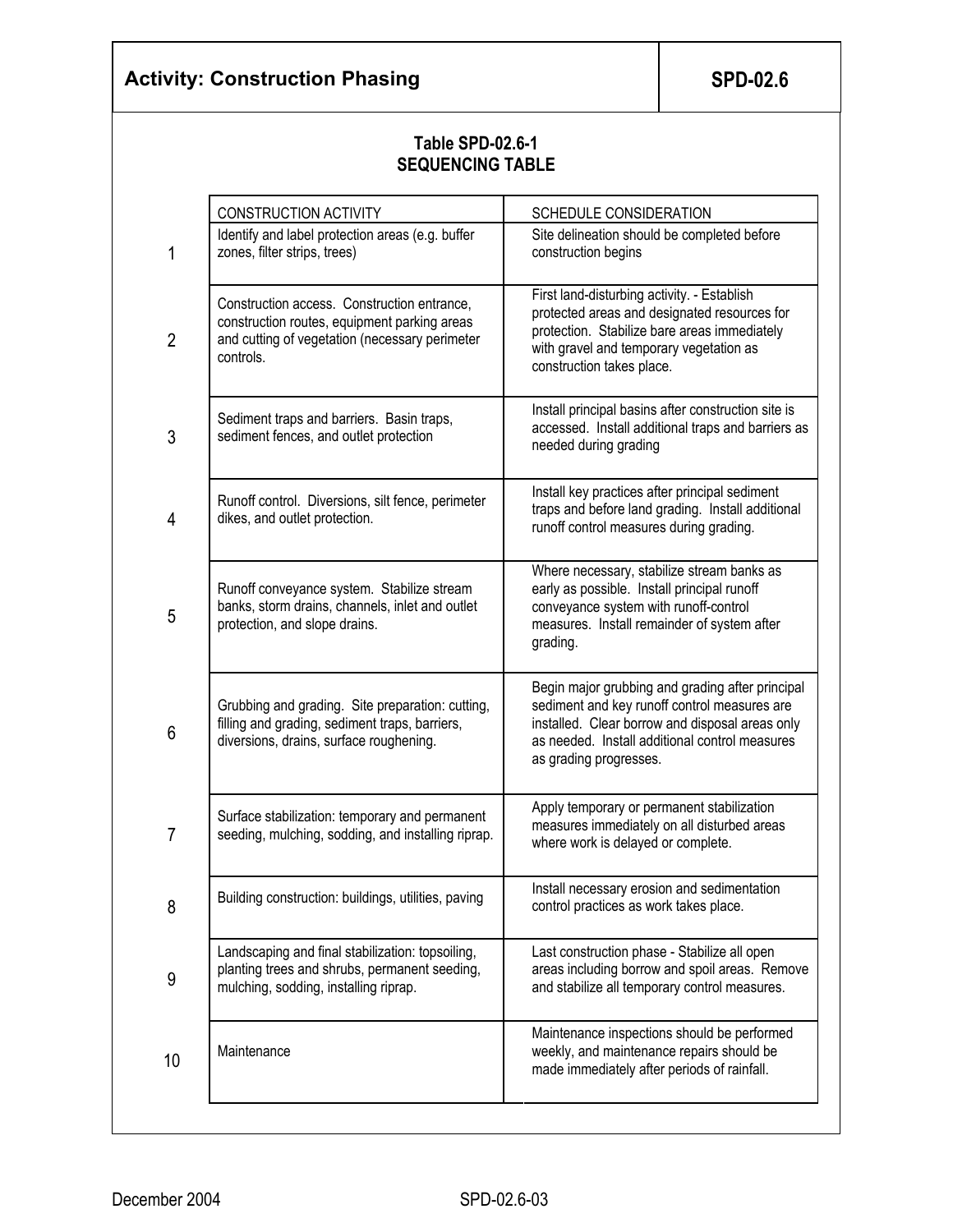# Activity: Construction Phasing

**SPD-02.6**

**Table SPD-02.6-1**
**SEQUENCING TABLE**

| | CONSTRUCTION ACTIVITY | SCHEDULE CONSIDERATION |
|---|---|---|
| 1 | Identify and label protection areas (e.g. buffer zones, filter strips, trees) | Site delineation should be completed before construction begins |
| 2 | Construction access. Construction entrance, construction routes, equipment parking areas and cutting of vegetation (necessary perimeter controls. | First land-disturbing activity. - Establish protected areas and designated resources for protection. Stabilize bare areas immediately with gravel and temporary vegetation as construction takes place. |
| 3 | Sediment traps and barriers. Basin traps, sediment fences, and outlet protection | Install principal basins after construction site is accessed. Install additional traps and barriers as needed during grading |
| 4 | Runoff control. Diversions, silt fence, perimeter dikes, and outlet protection. | Install key practices after principal sediment traps and before land grading. Install additional runoff control measures during grading. |
| 5 | Runoff conveyance system. Stabilize stream banks, storm drains, channels, inlet and outlet protection, and slope drains. | Where necessary, stabilize stream banks as early as possible. Install principal runoff conveyance system with runoff-control measures. Install remainder of system after grading. |
| 6 | Grubbing and grading. Site preparation: cutting, filling and grading, sediment traps, barriers, diversions, drains, surface roughening. | Begin major grubbing and grading after principal sediment and key runoff control measures are installed. Clear borrow and disposal areas only as needed. Install additional control measures as grading progresses. |
| 7 | Surface stabilization: temporary and permanent seeding, mulching, sodding, and installing riprap. | Apply temporary or permanent stabilization measures immediately on all disturbed areas where work is delayed or complete. |
| 8 | Building construction: buildings, utilities, paving | Install necessary erosion and sedimentation control practices as work takes place. |
| 9 | Landscaping and final stabilization: topsoiling, planting trees and shrubs, permanent seeding, mulching, sodding, installing riprap. | Last construction phase - Stabilize all open areas including borrow and spoil areas. Remove and stabilize all temporary control measures. |
| 10 | Maintenance | Maintenance inspections should be performed weekly, and maintenance repairs should be made immediately after periods of rainfall. |

December 2004